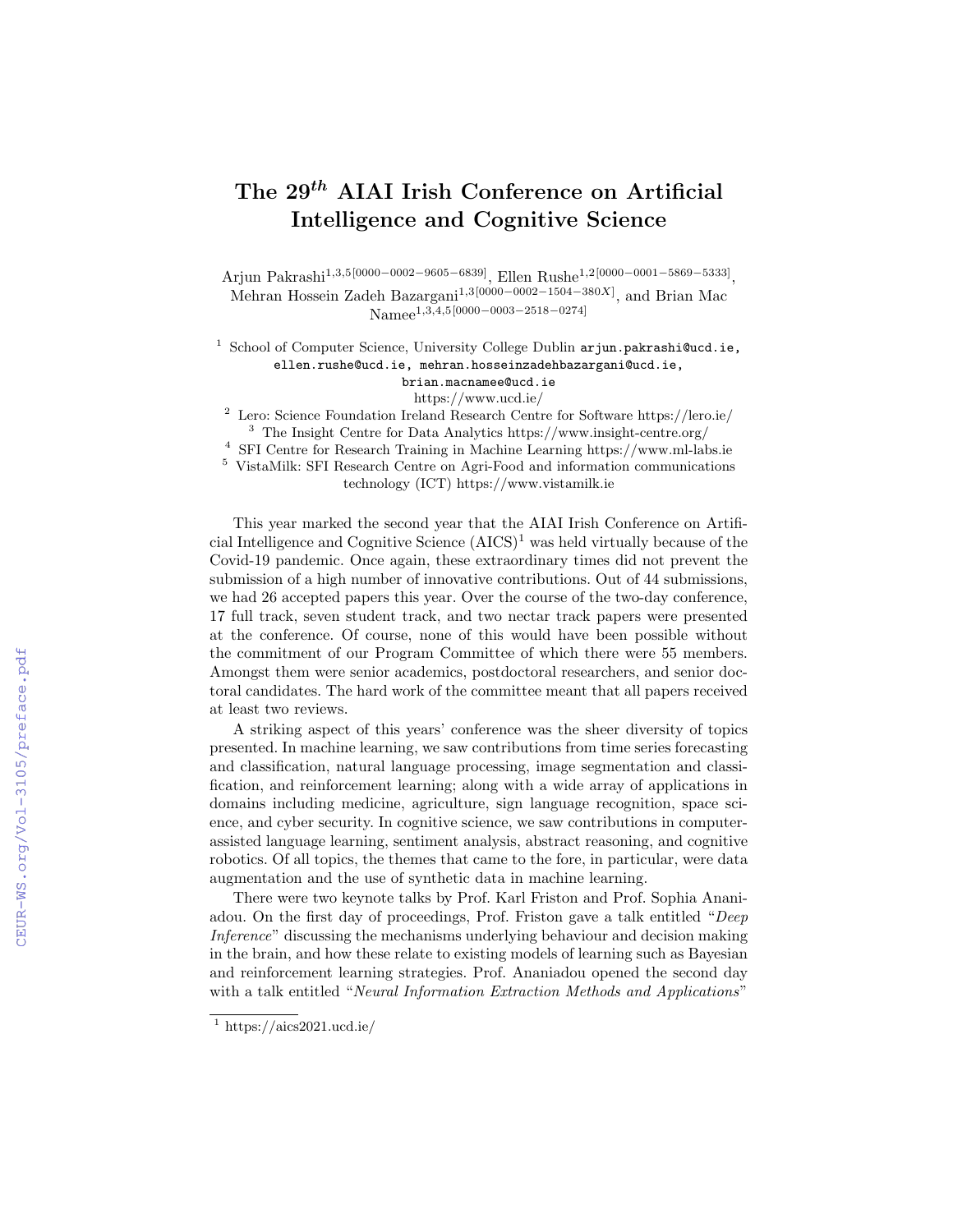# The 29$^{th}$ AIAI Irish Conference on Artificial Intelligence and Cognitive Science

Arjun Pakrashi[1,3,5][0000−0002−9605−6839], Ellen Rushe[1,2][0000−0001−5869−5333], Mehran Hossein Zadeh Bazargani[1,3][0000−0002−1504−380X], and Brian Mac Namee[1,3,4,5][0000−0003−2518−0274]

[1] School of Computer Science, University College Dublin arjun.pakrashi@ucd.ie, ellen.rushe@ucd.ie, mehran.hosseinzadehbazargani@ucd.ie, brian.macnamee@ucd.ie
https://www.ucd.ie/

[2] Lero: Science Foundation Ireland Research Centre for Software https://lero.ie/

[3] The Insight Centre for Data Analytics https://www.insight-centre.org/

[4] SFI Centre for Research Training in Machine Learning https://www.ml-labs.ie

[5] VistaMilk: SFI Research Centre on Agri-Food and information communications technology (ICT) https://www.vistamilk.ie

This year marked the second year that the AIAI Irish Conference on Artificial Intelligence and Cognitive Science (AICS)[1] was held virtually because of the Covid-19 pandemic. Once again, these extraordinary times did not prevent the submission of a high number of innovative contributions. Out of 44 submissions, we had 26 accepted papers this year. Over the course of the two-day conference, 17 full track, seven student track, and two nectar track papers were presented at the conference. Of course, none of this would have been possible without the commitment of our Program Committee of which there were 55 members. Amongst them were senior academics, postdoctoral researchers, and senior doctoral candidates. The hard work of the committee meant that all papers received at least two reviews.

A striking aspect of this years' conference was the sheer diversity of topics presented. In machine learning, we saw contributions from time series forecasting and classification, natural language processing, image segmentation and classification, and reinforcement learning; along with a wide array of applications in domains including medicine, agriculture, sign language recognition, space science, and cyber security. In cognitive science, we saw contributions in computer-assisted language learning, sentiment analysis, abstract reasoning, and cognitive robotics. Of all topics, the themes that came to the fore, in particular, were data augmentation and the use of synthetic data in machine learning.

There were two keynote talks by Prof. Karl Friston and Prof. Sophia Ananiadou. On the first day of proceedings, Prof. Friston gave a talk entitled "*Deep Inference*" discussing the mechanisms underlying behaviour and decision making in the brain, and how these relate to existing models of learning such as Bayesian and reinforcement learning strategies. Prof. Ananiadou opened the second day with a talk entitled "*Neural Information Extraction Methods and Applications*"

[1] https://aics2021.ucd.ie/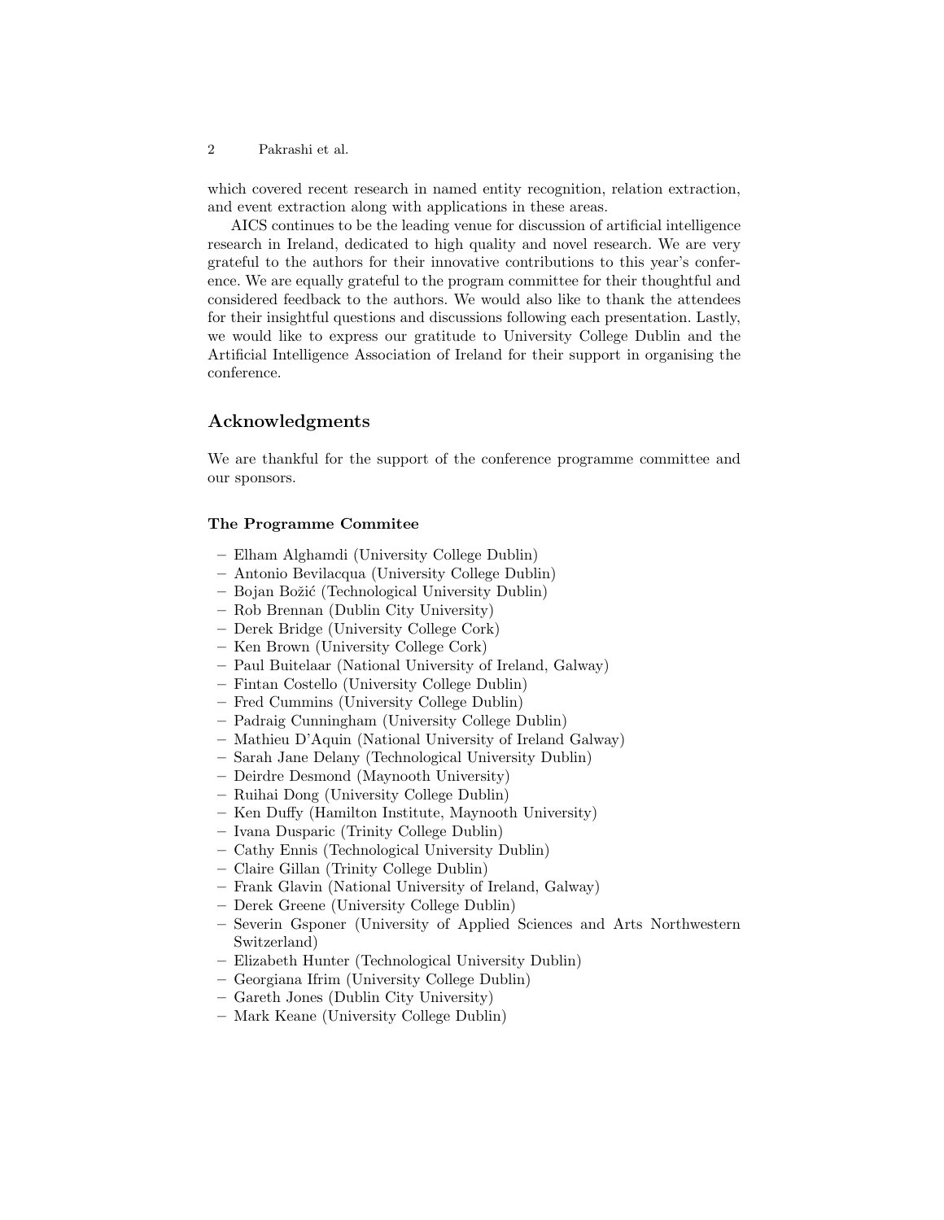which covered recent research in named entity recognition, relation extraction, and event extraction along with applications in these areas.

AICS continues to be the leading venue for discussion of artificial intelligence research in Ireland, dedicated to high quality and novel research. We are very grateful to the authors for their innovative contributions to this year's conference. We are equally grateful to the program committee for their thoughtful and considered feedback to the authors. We would also like to thank the attendees for their insightful questions and discussions following each presentation. Lastly, we would like to express our gratitude to University College Dublin and the Artificial Intelligence Association of Ireland for their support in organising the conference.

## Acknowledgments

We are thankful for the support of the conference programme committee and our sponsors.

### The Programme Commitee

- Elham Alghamdi (University College Dublin)
- Antonio Bevilacqua (University College Dublin)
- Bojan Božić (Technological University Dublin)
- Rob Brennan (Dublin City University)
- Derek Bridge (University College Cork)
- Ken Brown (University College Cork)
- Paul Buitelaar (National University of Ireland, Galway)
- Fintan Costello (University College Dublin)
- Fred Cummins (University College Dublin)
- Padraig Cunningham (University College Dublin)
- Mathieu D'Aquin (National University of Ireland Galway)
- Sarah Jane Delany (Technological University Dublin)
- Deirdre Desmond (Maynooth University)
- Ruihai Dong (University College Dublin)
- Ken Duffy (Hamilton Institute, Maynooth University)
- Ivana Dusparic (Trinity College Dublin)
- Cathy Ennis (Technological University Dublin)
- Claire Gillan (Trinity College Dublin)
- Frank Glavin (National University of Ireland, Galway)
- Derek Greene (University College Dublin)
- Severin Gsponer (University of Applied Sciences and Arts Northwestern Switzerland)
- Elizabeth Hunter (Technological University Dublin)
- Georgiana Ifrim (University College Dublin)
- Gareth Jones (Dublin City University)
- Mark Keane (University College Dublin)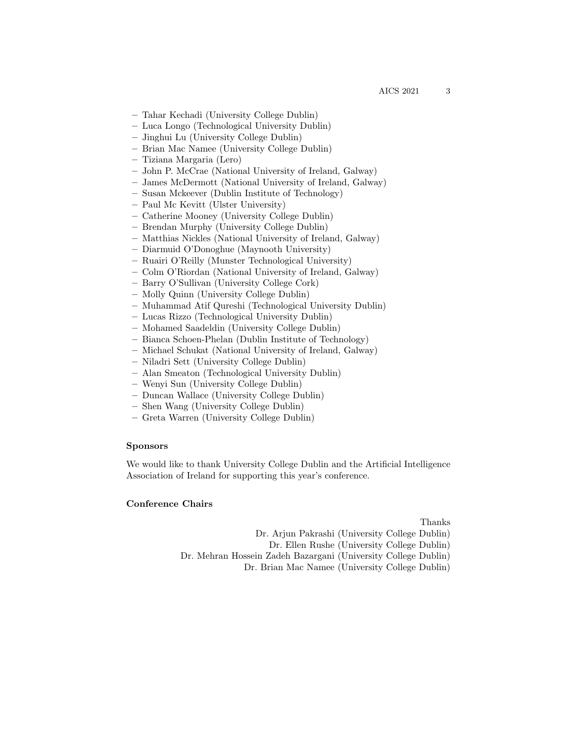- Tahar Kechadi (University College Dublin)
- Luca Longo (Technological University Dublin)
- Jinghui Lu (University College Dublin)
- Brian Mac Namee (University College Dublin)
- Tiziana Margaria (Lero)
- John P. McCrae (National University of Ireland, Galway)
- James McDermott (National University of Ireland, Galway)
- Susan Mckeever (Dublin Institute of Technology)
- Paul Mc Kevitt (Ulster University)
- Catherine Mooney (University College Dublin)
- Brendan Murphy (University College Dublin)
- Matthias Nickles (National University of Ireland, Galway)
- Diarmuid O'Donoghue (Maynooth University)
- Ruairi O'Reilly (Munster Technological University)
- Colm O'Riordan (National University of Ireland, Galway)
- Barry O'Sullivan (University College Cork)
- Molly Quinn (University College Dublin)
- Muhammad Atif Qureshi (Technological University Dublin)
- Lucas Rizzo (Technological University Dublin)
- Mohamed Saadeldin (University College Dublin)
- Bianca Schoen-Phelan (Dublin Institute of Technology)
- Michael Schukat (National University of Ireland, Galway)
- Niladri Sett (University College Dublin)
- Alan Smeaton (Technological University Dublin)
- Wenyi Sun (University College Dublin)
- Duncan Wallace (University College Dublin)
- Shen Wang (University College Dublin)
- Greta Warren (University College Dublin)

**Sponsors**

We would like to thank University College Dublin and the Artificial Intelligence Association of Ireland for supporting this year's conference.

**Conference Chairs**

Thanks
Dr. Arjun Pakrashi (University College Dublin)
Dr. Ellen Rushe (University College Dublin)
Dr. Mehran Hossein Zadeh Bazargani (University College Dublin)
Dr. Brian Mac Namee (University College Dublin)